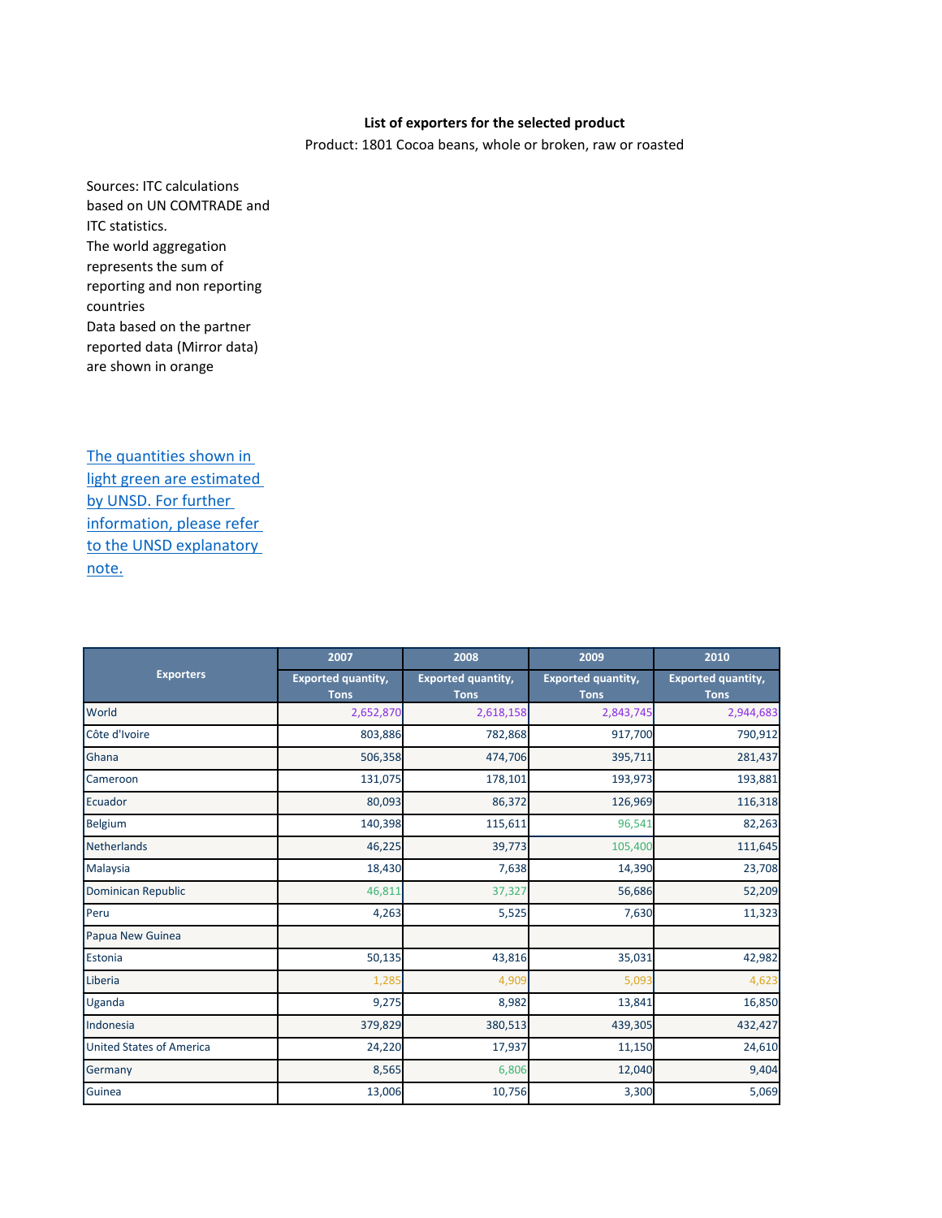**List of exporters for the selected product**

Product: 1801 Cocoa beans, whole or broken, raw or roasted

Sources: ITC calculations based on UN COMTRADE and ITC statistics.
The world aggregation represents the sum of reporting and non reporting countries
Data based on the partner reported data (Mirror data) are shown in orange

The quantities shown in light green are estimated by UNSD. For further information, please refer to the UNSD explanatory note.

| Exporters | 2007 | 2008 | 2009 | 2010 |
|---|---|---|---|---|
| | Exported quantity, Tons | Exported quantity, Tons | Exported quantity, Tons | Exported quantity, Tons |
| World | 2,652,870 | 2,618,158 | 2,843,745 | 2,944,683 |
| Côte d'Ivoire | 803,886 | 782,868 | 917,700 | 790,912 |
| Ghana | 506,358 | 474,706 | 395,711 | 281,437 |
| Cameroon | 131,075 | 178,101 | 193,973 | 193,881 |
| Ecuador | 80,093 | 86,372 | 126,969 | 116,318 |
| Belgium | 140,398 | 115,611 | 96,541 | 82,263 |
| Netherlands | 46,225 | 39,773 | 105,400 | 111,645 |
| Malaysia | 18,430 | 7,638 | 14,390 | 23,708 |
| Dominican Republic | 46,811 | 37,327 | 56,686 | 52,209 |
| Peru | 4,263 | 5,525 | 7,630 | 11,323 |
| Papua New Guinea | | | | |
| Estonia | 50,135 | 43,816 | 35,031 | 42,982 |
| Liberia | 1,285 | 4,909 | 5,093 | 4,623 |
| Uganda | 9,275 | 8,982 | 13,841 | 16,850 |
| Indonesia | 379,829 | 380,513 | 439,305 | 432,427 |
| United States of America | 24,220 | 17,937 | 11,150 | 24,610 |
| Germany | 8,565 | 6,806 | 12,040 | 9,404 |
| Guinea | 13,006 | 10,756 | 3,300 | 5,069 |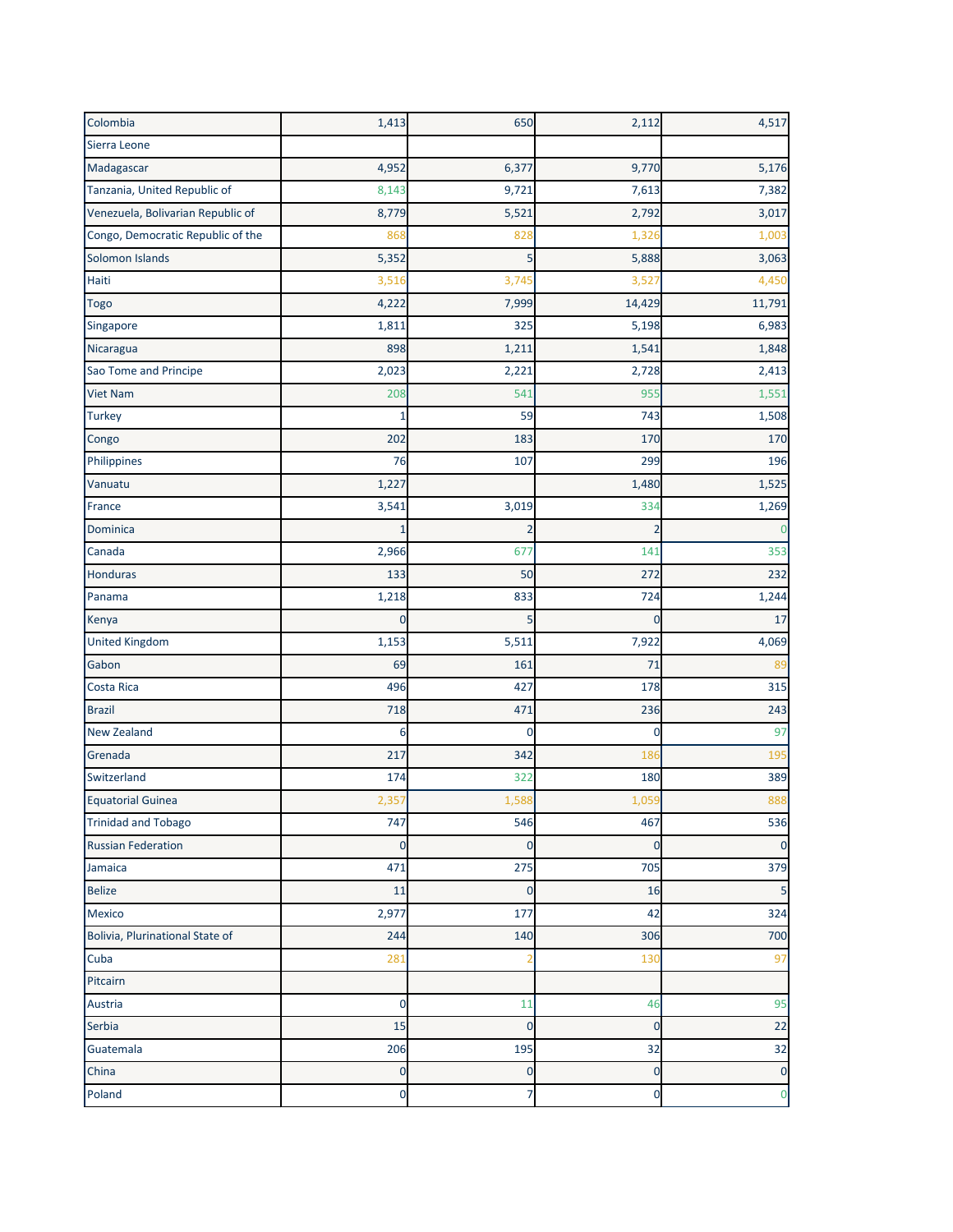| | | | | |
|---|---|---|---|---|
| Colombia | 1,413 | 650 | 2,112 | 4,517 |
| Sierra Leone | | | | |
| Madagascar | 4,952 | 6,377 | 9,770 | 5,176 |
| Tanzania, United Republic of | 8,143 | 9,721 | 7,613 | 7,382 |
| Venezuela, Bolivarian Republic of | 8,779 | 5,521 | 2,792 | 3,017 |
| Congo, Democratic Republic of the | 868 | 828 | 1,326 | 1,003 |
| Solomon Islands | 5,352 | 5 | 5,888 | 3,063 |
| Haiti | 3,516 | 3,745 | 3,527 | 4,450 |
| Togo | 4,222 | 7,999 | 14,429 | 11,791 |
| Singapore | 1,811 | 325 | 5,198 | 6,983 |
| Nicaragua | 898 | 1,211 | 1,541 | 1,848 |
| Sao Tome and Principe | 2,023 | 2,221 | 2,728 | 2,413 |
| Viet Nam | 208 | 541 | 955 | 1,551 |
| Turkey | 1 | 59 | 743 | 1,508 |
| Congo | 202 | 183 | 170 | 170 |
| Philippines | 76 | 107 | 299 | 196 |
| Vanuatu | 1,227 | | 1,480 | 1,525 |
| France | 3,541 | 3,019 | 334 | 1,269 |
| Dominica | 1 | 2 | 2 | 0 |
| Canada | 2,966 | 677 | 141 | 353 |
| Honduras | 133 | 50 | 272 | 232 |
| Panama | 1,218 | 833 | 724 | 1,244 |
| Kenya | 0 | 5 | 0 | 17 |
| United Kingdom | 1,153 | 5,511 | 7,922 | 4,069 |
| Gabon | 69 | 161 | 71 | 89 |
| Costa Rica | 496 | 427 | 178 | 315 |
| Brazil | 718 | 471 | 236 | 243 |
| New Zealand | 6 | 0 | 0 | 97 |
| Grenada | 217 | 342 | 186 | 195 |
| Switzerland | 174 | 322 | 180 | 389 |
| Equatorial Guinea | 2,357 | 1,588 | 1,059 | 888 |
| Trinidad and Tobago | 747 | 546 | 467 | 536 |
| Russian Federation | 0 | 0 | 0 | 0 |
| Jamaica | 471 | 275 | 705 | 379 |
| Belize | 11 | 0 | 16 | 5 |
| Mexico | 2,977 | 177 | 42 | 324 |
| Bolivia, Plurinational State of | 244 | 140 | 306 | 700 |
| Cuba | 281 | 2 | 130 | 97 |
| Pitcairn | | | | |
| Austria | 0 | 11 | 46 | 95 |
| Serbia | 15 | 0 | 0 | 22 |
| Guatemala | 206 | 195 | 32 | 32 |
| China | 0 | 0 | 0 | 0 |
| Poland | 0 | 7 | 0 | 0 |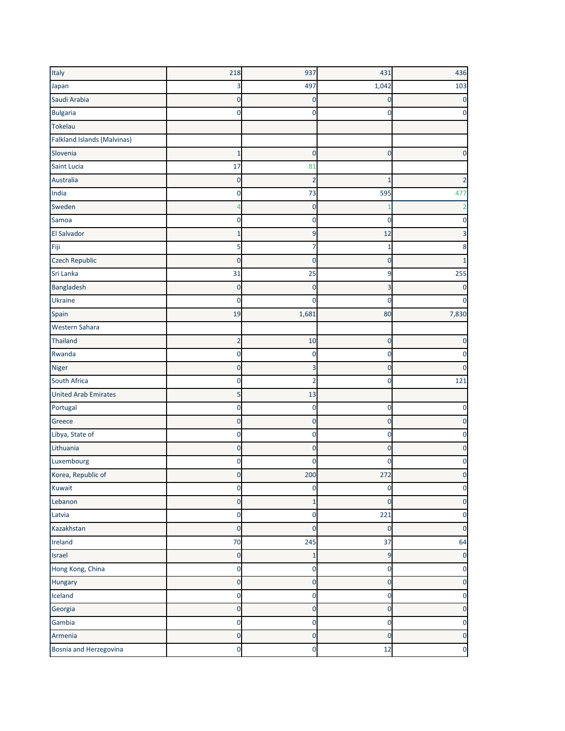| | | | | |
|---|---|---|---|---|
| Italy | 218 | 937 | 431 | 436 |
| Japan | 3 | 497 | 1,042 | 103 |
| Saudi Arabia | 0 | 0 | 0 | 0 |
| Bulgaria | 0 | 0 | 0 | 0 |
| Tokelau | | | | |
| Falkland Islands (Malvinas) | | | | |
| Slovenia | 1 | 0 | 0 | 0 |
| Saint Lucia | 17 | 81 | | |
| Australia | 0 | 2 | 1 | 2 |
| India | 0 | 73 | 595 | 477 |
| Sweden | 4 | 0 | 1 | 2 |
| Samoa | 0 | 0 | 0 | 0 |
| El Salvador | 1 | 9 | 12 | 3 |
| Fiji | 5 | 7 | 1 | 8 |
| Czech Republic | 0 | 0 | 0 | 1 |
| Sri Lanka | 31 | 25 | 9 | 255 |
| Bangladesh | 0 | 0 | 3 | 0 |
| Ukraine | 0 | 0 | 0 | 0 |
| Spain | 19 | 1,681 | 80 | 7,830 |
| Western Sahara | | | | |
| Thailand | 2 | 10 | 0 | 0 |
| Rwanda | 0 | 0 | 0 | 0 |
| Niger | 0 | 3 | 0 | 0 |
| South Africa | 0 | 2 | 0 | 121 |
| United Arab Emirates | 5 | 13 | | |
| Portugal | 0 | 0 | 0 | 0 |
| Greece | 0 | 0 | 0 | 0 |
| Libya, State of | 0 | 0 | 0 | 0 |
| Lithuania | 0 | 0 | 0 | 0 |
| Luxembourg | 0 | 0 | 0 | 0 |
| Korea, Republic of | 0 | 200 | 272 | 0 |
| Kuwait | 0 | 0 | 0 | 0 |
| Lebanon | 0 | 1 | 0 | 0 |
| Latvia | 0 | 0 | 221 | 0 |
| Kazakhstan | 0 | 0 | 0 | 0 |
| Ireland | 70 | 245 | 37 | 64 |
| Israel | 0 | 1 | 9 | 0 |
| Hong Kong, China | 0 | 0 | 0 | 0 |
| Hungary | 0 | 0 | 0 | 0 |
| Iceland | 0 | 0 | 0 | 0 |
| Georgia | 0 | 0 | 0 | 0 |
| Gambia | 0 | 0 | 0 | 0 |
| Armenia | 0 | 0 | 0 | 0 |
| Bosnia and Herzegovina | 0 | 0 | 12 | 0 |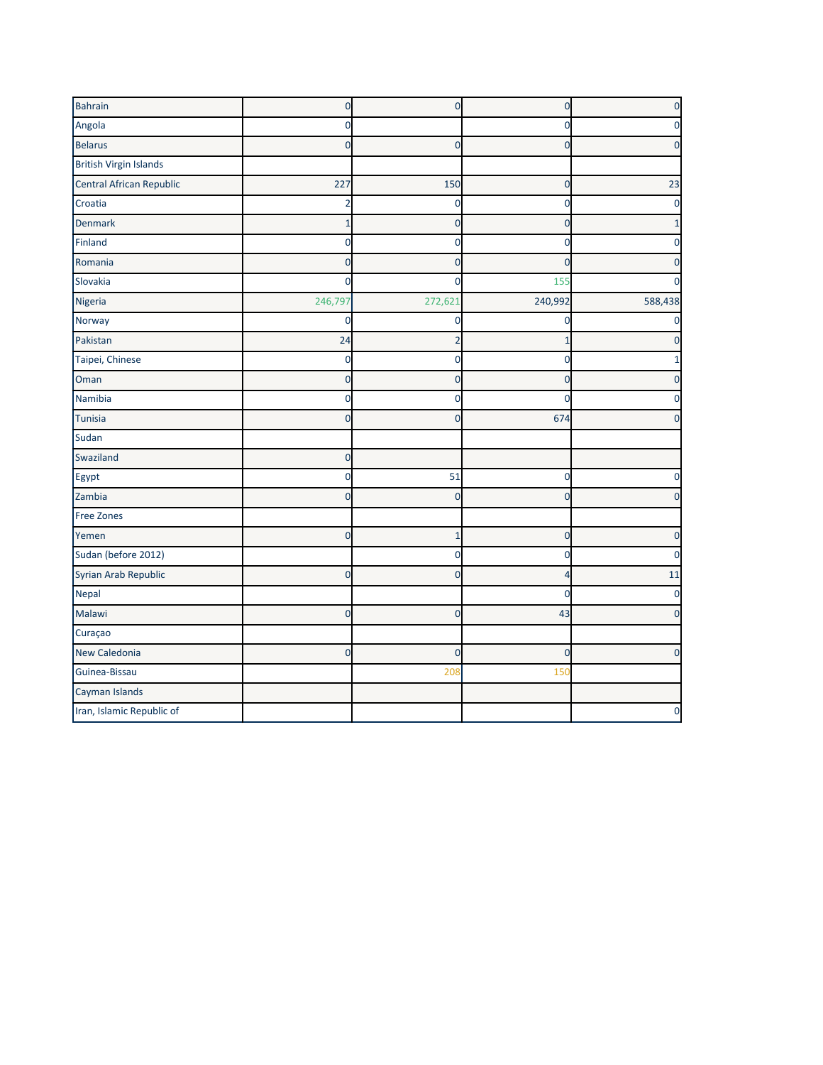| | | | | |
|---|---|---|---|---|
| Bahrain | 0 | 0 | 0 | 0 |
| Angola | 0 | | 0 | 0 |
| Belarus | 0 | 0 | 0 | 0 |
| British Virgin Islands | | | | |
| Central African Republic | 227 | 150 | 0 | 23 |
| Croatia | 2 | 0 | 0 | 0 |
| Denmark | 1 | 0 | 0 | 1 |
| Finland | 0 | 0 | 0 | 0 |
| Romania | 0 | 0 | 0 | 0 |
| Slovakia | 0 | 0 | 155 | 0 |
| Nigeria | 246,797 | 272,621 | 240,992 | 588,438 |
| Norway | 0 | 0 | 0 | 0 |
| Pakistan | 24 | 2 | 1 | 0 |
| Taipei, Chinese | 0 | 0 | 0 | 1 |
| Oman | 0 | 0 | 0 | 0 |
| Namibia | 0 | 0 | 0 | 0 |
| Tunisia | 0 | 0 | 674 | 0 |
| Sudan | | | | |
| Swaziland | 0 | | | |
| Egypt | 0 | 51 | 0 | 0 |
| Zambia | 0 | 0 | 0 | 0 |
| Free Zones | | | | |
| Yemen | 0 | 1 | 0 | 0 |
| Sudan (before 2012) | | 0 | 0 | 0 |
| Syrian Arab Republic | 0 | 0 | 4 | 11 |
| Nepal | | | 0 | 0 |
| Malawi | 0 | 0 | 43 | 0 |
| Curaçao | | | | |
| New Caledonia | 0 | 0 | 0 | 0 |
| Guinea-Bissau | | 208 | 150 | |
| Cayman Islands | | | | |
| Iran, Islamic Republic of | | | | 0 |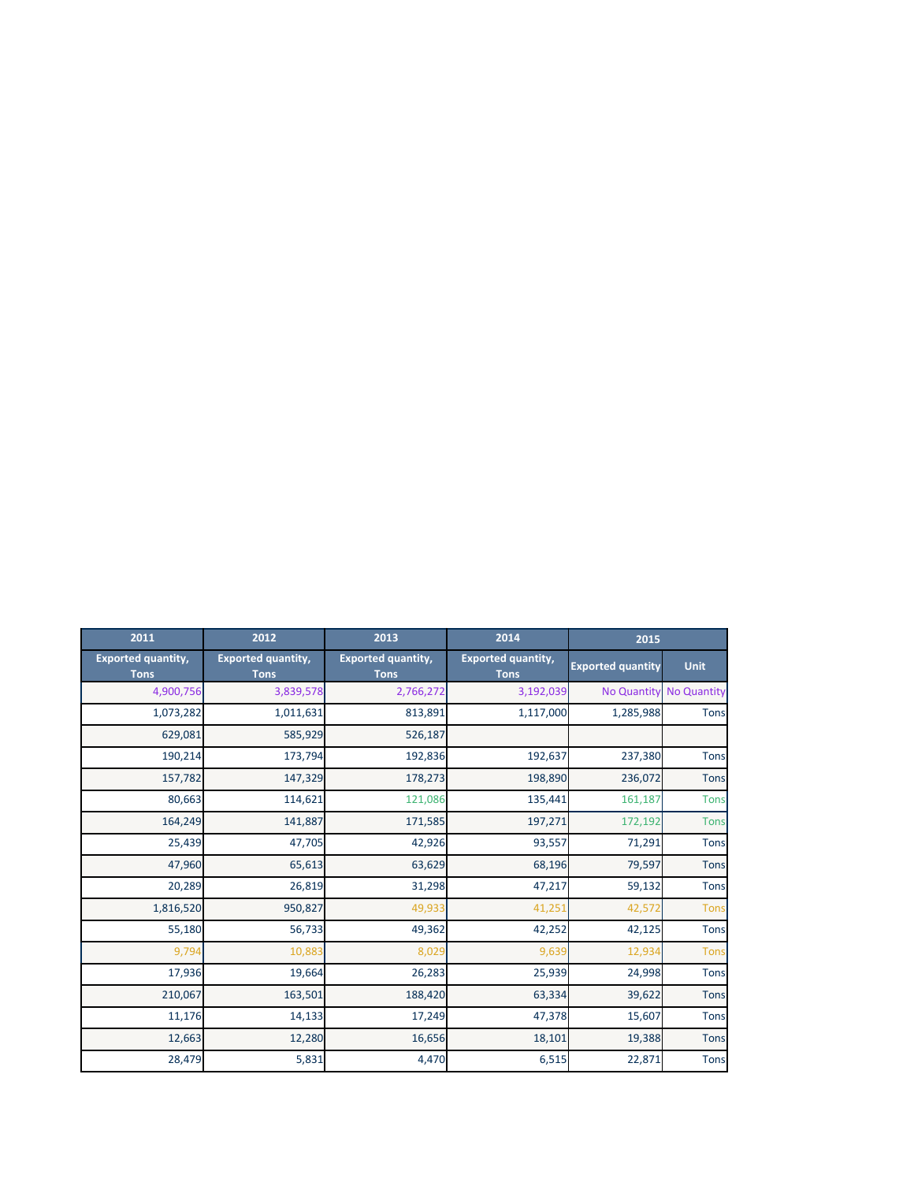| 2011 | 2012 | 2013 | 2014 | 2015 | |
|---|---|---|---|---|---|
| Exported quantity, Tons | Exported quantity, Tons | Exported quantity, Tons | Exported quantity, Tons | Exported quantity | Unit |
| 4,900,756 | 3,839,578 | 2,766,272 | 3,192,039 | No Quantity | No Quantity |
| 1,073,282 | 1,011,631 | 813,891 | 1,117,000 | 1,285,988 | Tons |
| 629,081 | 585,929 | 526,187 | | | |
| 190,214 | 173,794 | 192,836 | 192,637 | 237,380 | Tons |
| 157,782 | 147,329 | 178,273 | 198,890 | 236,072 | Tons |
| 80,663 | 114,621 | 121,086 | 135,441 | 161,187 | Tons |
| 164,249 | 141,887 | 171,585 | 197,271 | 172,192 | Tons |
| 25,439 | 47,705 | 42,926 | 93,557 | 71,291 | Tons |
| 47,960 | 65,613 | 63,629 | 68,196 | 79,597 | Tons |
| 20,289 | 26,819 | 31,298 | 47,217 | 59,132 | Tons |
| 1,816,520 | 950,827 | 49,933 | 41,251 | 42,572 | Tons |
| 55,180 | 56,733 | 49,362 | 42,252 | 42,125 | Tons |
| 9,794 | 10,883 | 8,029 | 9,639 | 12,934 | Tons |
| 17,936 | 19,664 | 26,283 | 25,939 | 24,998 | Tons |
| 210,067 | 163,501 | 188,420 | 63,334 | 39,622 | Tons |
| 11,176 | 14,133 | 17,249 | 47,378 | 15,607 | Tons |
| 12,663 | 12,280 | 16,656 | 18,101 | 19,388 | Tons |
| 28,479 | 5,831 | 4,470 | 6,515 | 22,871 | Tons |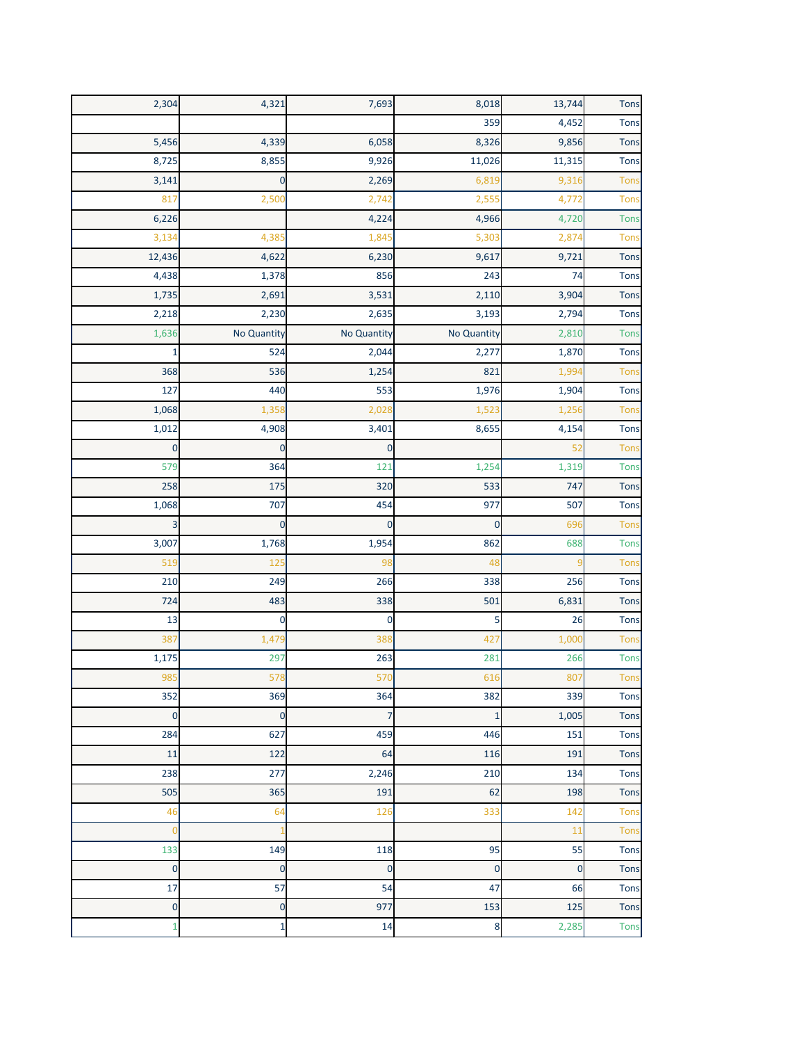|  |  |  |  |  |  |
|---|---|---|---|---|---|
| 2,304 | 4,321 | 7,693 | 8,018 | 13,744 | Tons |
|  |  |  | 359 | 4,452 | Tons |
| 5,456 | 4,339 | 6,058 | 8,326 | 9,856 | Tons |
| 8,725 | 8,855 | 9,926 | 11,026 | 11,315 | Tons |
| 3,141 | 0 | 2,269 | 6,819 | 9,316 | Tons |
| 817 | 2,500 | 2,742 | 2,555 | 4,772 | Tons |
| 6,226 |  | 4,224 | 4,966 | 4,720 | Tons |
| 3,134 | 4,385 | 1,845 | 5,303 | 2,874 | Tons |
| 12,436 | 4,622 | 6,230 | 9,617 | 9,721 | Tons |
| 4,438 | 1,378 | 856 | 243 | 74 | Tons |
| 1,735 | 2,691 | 3,531 | 2,110 | 3,904 | Tons |
| 2,218 | 2,230 | 2,635 | 3,193 | 2,794 | Tons |
| 1,636 | No Quantity | No Quantity | No Quantity | 2,810 | Tons |
| 1 | 524 | 2,044 | 2,277 | 1,870 | Tons |
| 368 | 536 | 1,254 | 821 | 1,994 | Tons |
| 127 | 440 | 553 | 1,976 | 1,904 | Tons |
| 1,068 | 1,358 | 2,028 | 1,523 | 1,256 | Tons |
| 1,012 | 4,908 | 3,401 | 8,655 | 4,154 | Tons |
| 0 | 0 | 0 |  | 52 | Tons |
| 579 | 364 | 121 | 1,254 | 1,319 | Tons |
| 258 | 175 | 320 | 533 | 747 | Tons |
| 1,068 | 707 | 454 | 977 | 507 | Tons |
| 3 | 0 | 0 | 0 | 696 | Tons |
| 3,007 | 1,768 | 1,954 | 862 | 688 | Tons |
| 519 | 125 | 98 | 48 | 9 | Tons |
| 210 | 249 | 266 | 338 | 256 | Tons |
| 724 | 483 | 338 | 501 | 6,831 | Tons |
| 13 | 0 | 0 | 5 | 26 | Tons |
| 387 | 1,479 | 388 | 427 | 1,000 | Tons |
| 1,175 | 297 | 263 | 281 | 266 | Tons |
| 985 | 578 | 570 | 616 | 807 | Tons |
| 352 | 369 | 364 | 382 | 339 | Tons |
| 0 | 0 | 7 | 1 | 1,005 | Tons |
| 284 | 627 | 459 | 446 | 151 | Tons |
| 11 | 122 | 64 | 116 | 191 | Tons |
| 238 | 277 | 2,246 | 210 | 134 | Tons |
| 505 | 365 | 191 | 62 | 198 | Tons |
| 46 | 64 | 126 | 333 | 142 | Tons |
| 0 | 1 |  |  | 11 | Tons |
| 133 | 149 | 118 | 95 | 55 | Tons |
| 0 | 0 | 0 | 0 | 0 | Tons |
| 17 | 57 | 54 | 47 | 66 | Tons |
| 0 | 0 | 977 | 153 | 125 | Tons |
| 1 | 1 | 14 | 8 | 2,285 | Tons |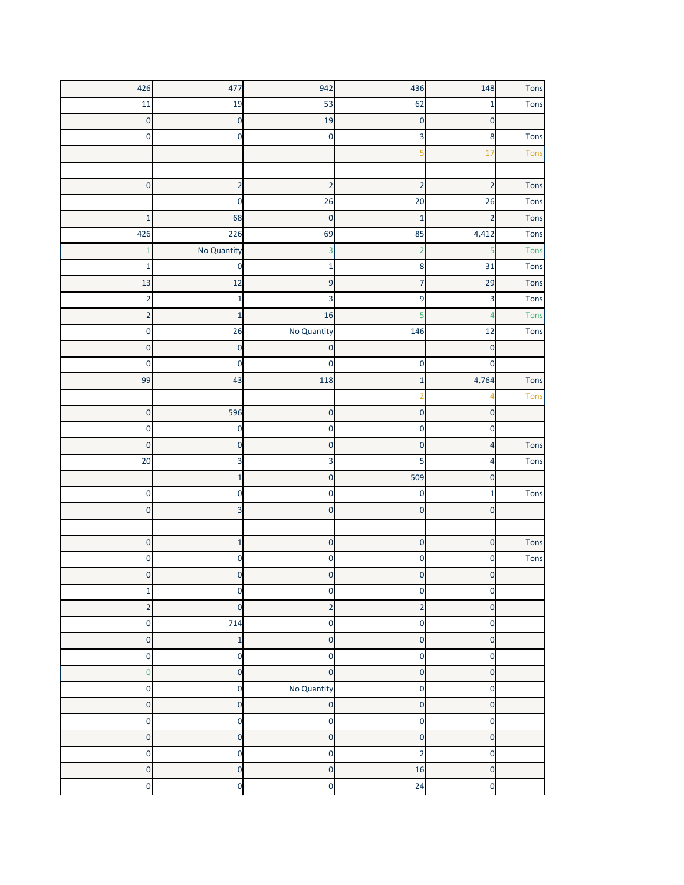| | | | | | |
|---|---|---|---|---|---|
| 426 | 477 | 942 | 436 | 148 | Tons |
| 11 | 19 | 53 | 62 | 1 | Tons |
| 0 | 0 | 19 | 0 | 0 | |
| 0 | 0 | 0 | 3 | 8 | Tons |
| | | | 5 | 17 | Tons |
| | | | | | |
| 0 | 2 | 2 | 2 | 2 | Tons |
| | 0 | 26 | 20 | 26 | Tons |
| 1 | 68 | 0 | 1 | 2 | Tons |
| 426 | 226 | 69 | 85 | 4,412 | Tons |
| 1 | No Quantity | 3 | 2 | 5 | Tons |
| 1 | 0 | 1 | 8 | 31 | Tons |
| 13 | 12 | 9 | 7 | 29 | Tons |
| 2 | 1 | 3 | 9 | 3 | Tons |
| 2 | 1 | 16 | 5 | 4 | Tons |
| 0 | 26 | No Quantity | 146 | 12 | Tons |
| 0 | 0 | 0 | | 0 | |
| 0 | 0 | 0 | 0 | 0 | |
| 99 | 43 | 118 | 1 | 4,764 | Tons |
| | | | 2 | 4 | Tons |
| 0 | 596 | 0 | 0 | 0 | |
| 0 | 0 | 0 | 0 | 0 | |
| 0 | 0 | 0 | 0 | 4 | Tons |
| 20 | 3 | 3 | 5 | 4 | Tons |
| | 1 | 0 | 509 | 0 | |
| 0 | 0 | 0 | 0 | 1 | Tons |
| 0 | 3 | 0 | 0 | 0 | |
| | | | | | |
| 0 | 1 | 0 | 0 | 0 | Tons |
| 0 | 0 | 0 | 0 | 0 | Tons |
| 0 | 0 | 0 | 0 | 0 | |
| 1 | 0 | 0 | 0 | 0 | |
| 2 | 0 | 2 | 2 | 0 | |
| 0 | 714 | 0 | 0 | 0 | |
| 0 | 1 | 0 | 0 | 0 | |
| 0 | 0 | 0 | 0 | 0 | |
| 0 | 0 | 0 | 0 | 0 | |
| 0 | 0 | No Quantity | 0 | 0 | |
| 0 | 0 | 0 | 0 | 0 | |
| 0 | 0 | 0 | 0 | 0 | |
| 0 | 0 | 0 | 0 | 0 | |
| 0 | 0 | 0 | 2 | 0 | |
| 0 | 0 | 0 | 16 | 0 | |
| 0 | 0 | 0 | 24 | 0 | |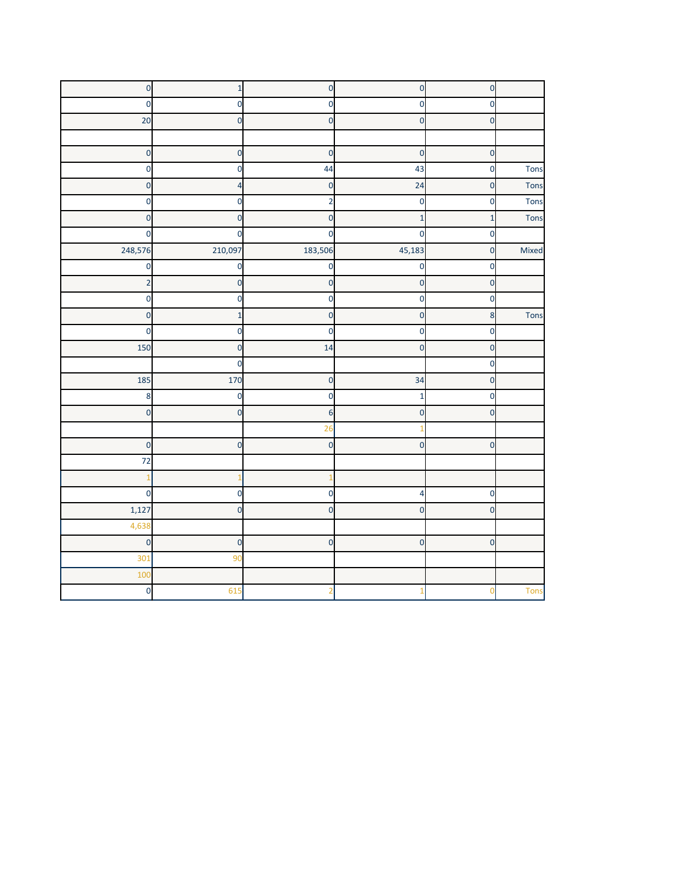| | | | | | |
|---|---|---|---|---|---|
| 0 | 1 | 0 | 0 | 0 | |
| 0 | 0 | 0 | 0 | 0 | |
| 20 | 0 | 0 | 0 | 0 | |
| | | | | | |
| 0 | 0 | 0 | 0 | 0 | |
| 0 | 0 | 44 | 43 | 0 | Tons |
| 0 | 4 | 0 | 24 | 0 | Tons |
| 0 | 0 | 2 | 0 | 0 | Tons |
| 0 | 0 | 0 | 1 | 1 | Tons |
| 0 | 0 | 0 | 0 | 0 | |
| 248,576 | 210,097 | 183,506 | 45,183 | 0 | Mixed |
| 0 | 0 | 0 | 0 | 0 | |
| 2 | 0 | 0 | 0 | 0 | |
| 0 | 0 | 0 | 0 | 0 | |
| 0 | 1 | 0 | 0 | 8 | Tons |
| 0 | 0 | 0 | 0 | 0 | |
| 150 | 0 | 14 | 0 | 0 | |
| | 0 | | | 0 | |
| 185 | 170 | 0 | 34 | 0 | |
| 8 | 0 | 0 | 1 | 0 | |
| 0 | 0 | 6 | 0 | 0 | |
| | | 26 | 1 | | |
| 0 | 0 | 0 | 0 | 0 | |
| 72 | | | | | |
| 1 | 1 | 1 | | | |
| 0 | 0 | 0 | 4 | 0 | |
| 1,127 | 0 | 0 | 0 | 0 | |
| 4,638 | | | | | |
| 0 | 0 | 0 | 0 | 0 | |
| 301 | 90 | | | | |
| 100 | | | | | |
| 0 | 615 | 2 | 1 | 0 | Tons |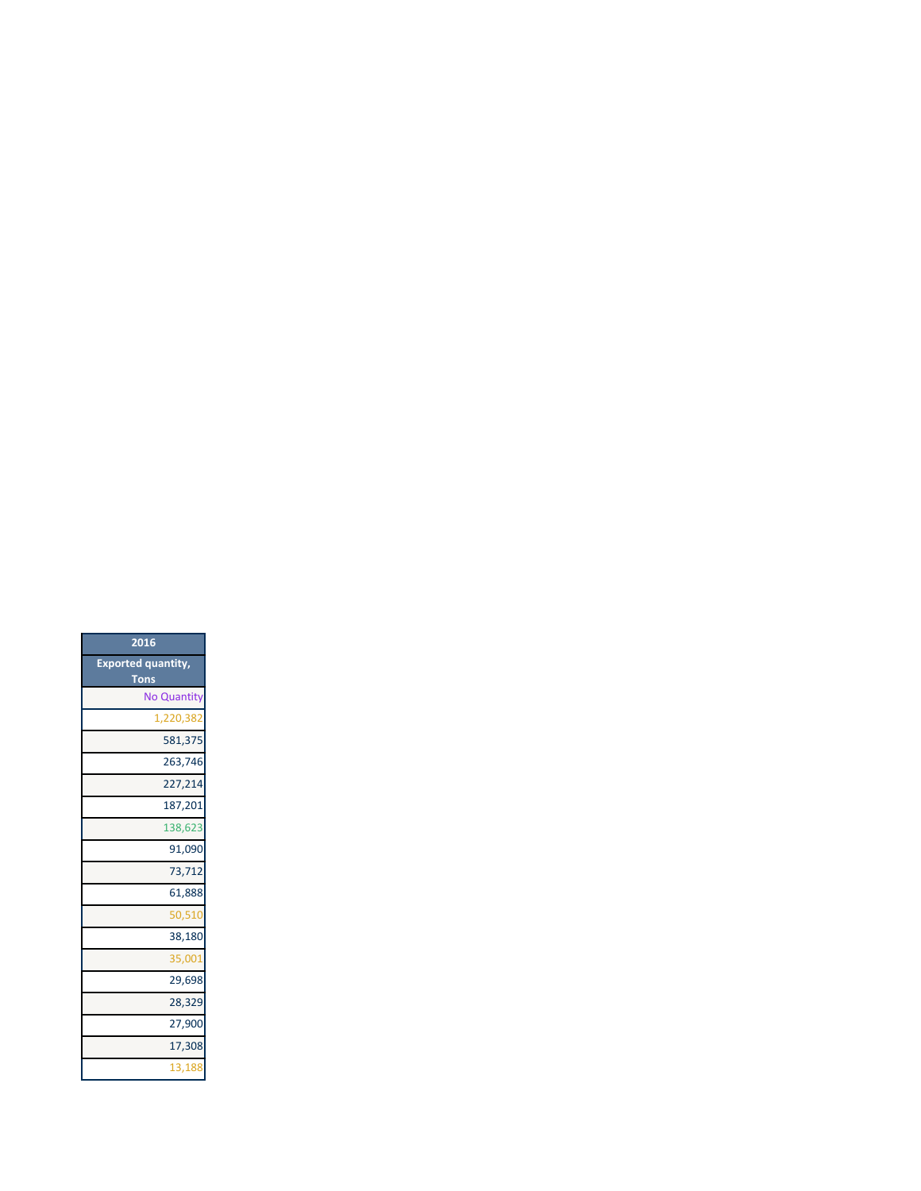| 2016 |
| --- |
| Exported quantity, Tons |
| No Quantity |
| 1,220,382 |
| 581,375 |
| 263,746 |
| 227,214 |
| 187,201 |
| 138,623 |
| 91,090 |
| 73,712 |
| 61,888 |
| 50,510 |
| 38,180 |
| 35,001 |
| 29,698 |
| 28,329 |
| 27,900 |
| 17,308 |
| 13,188 |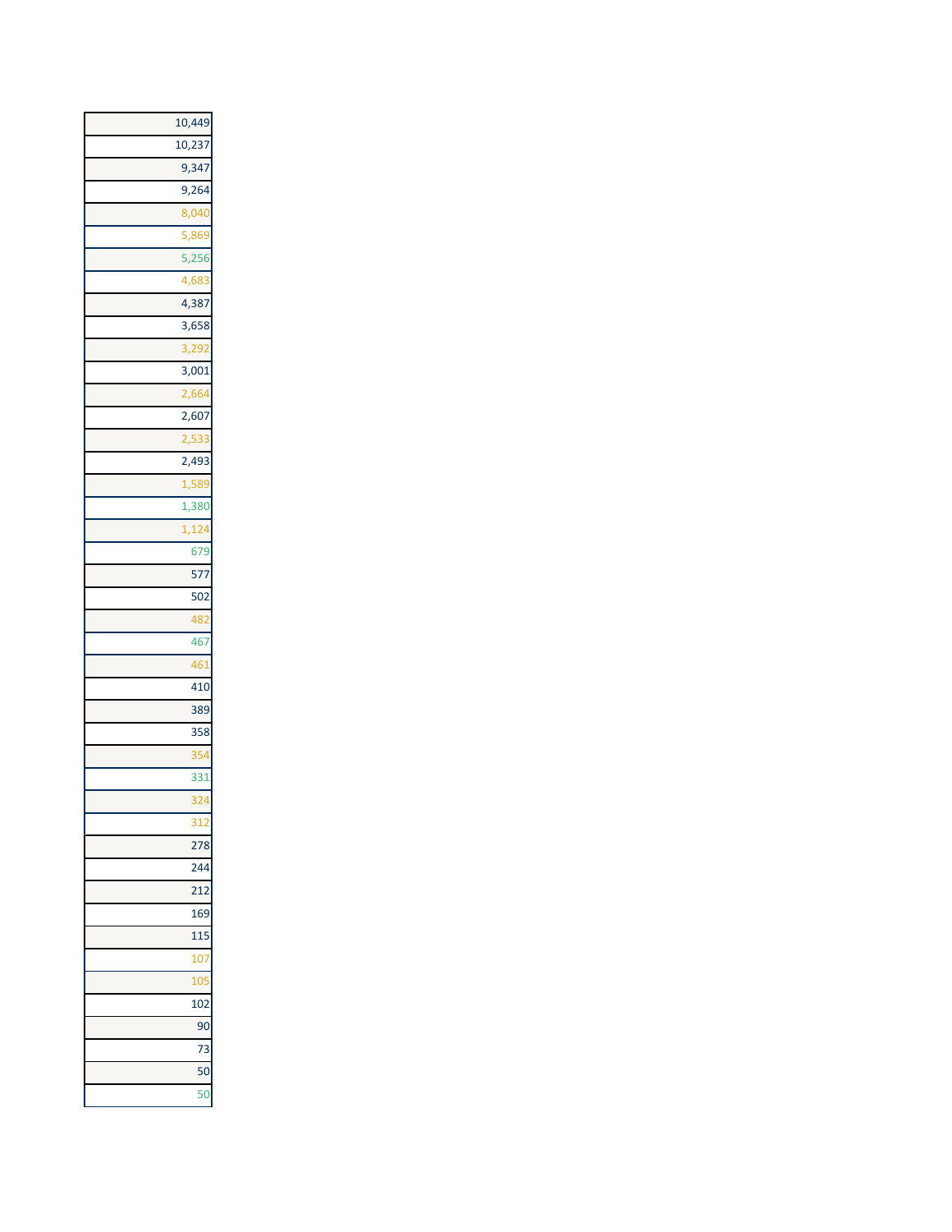| |
|---|
| 10,449 |
| 10,237 |
| 9,347 |
| 9,264 |
| 8,040 |
| 5,869 |
| 5,256 |
| 4,683 |
| 4,387 |
| 3,658 |
| 3,292 |
| 3,001 |
| 2,664 |
| 2,607 |
| 2,533 |
| 2,493 |
| 1,589 |
| 1,380 |
| 1,124 |
| 679 |
| 577 |
| 502 |
| 482 |
| 467 |
| 461 |
| 410 |
| 389 |
| 358 |
| 354 |
| 331 |
| 324 |
| 312 |
| 278 |
| 244 |
| 212 |
| 169 |
| 115 |
| 107 |
| 105 |
| 102 |
| 90 |
| 73 |
| 50 |
| 50 |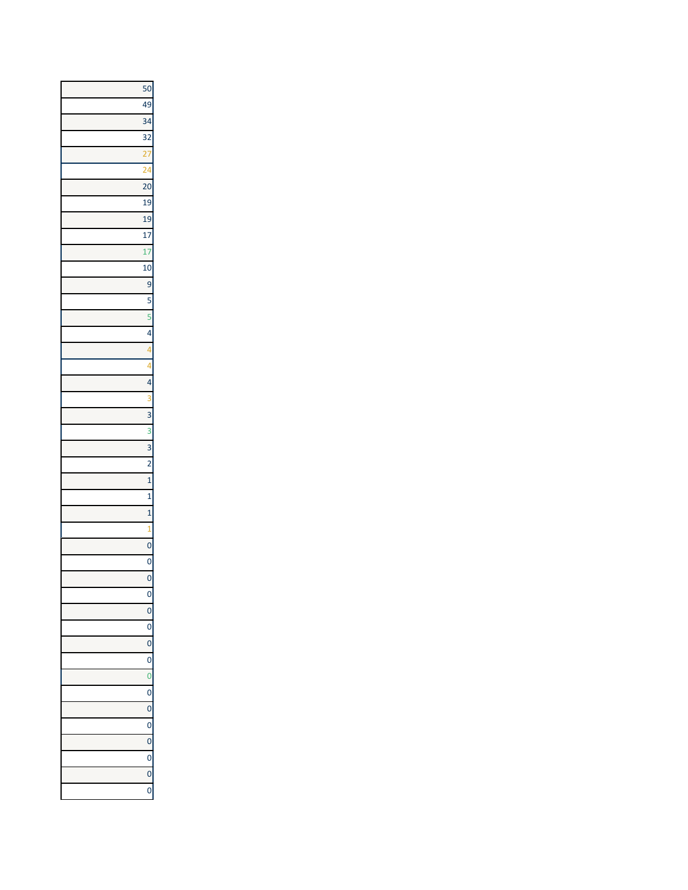| |
|---|
| 50 |
| 49 |
| 34 |
| 32 |
| 27 |
| 24 |
| 20 |
| 19 |
| 19 |
| 17 |
| 17 |
| 10 |
| 9 |
| 5 |
| 5 |
| 4 |
| 4 |
| 4 |
| 4 |
| 3 |
| 3 |
| 3 |
| 3 |
| 2 |
| 1 |
| 1 |
| 1 |
| 1 |
| 0 |
| 0 |
| 0 |
| 0 |
| 0 |
| 0 |
| 0 |
| 0 |
| 0 |
| 0 |
| 0 |
| 0 |
| 0 |
| 0 |
| 0 |
| 0 |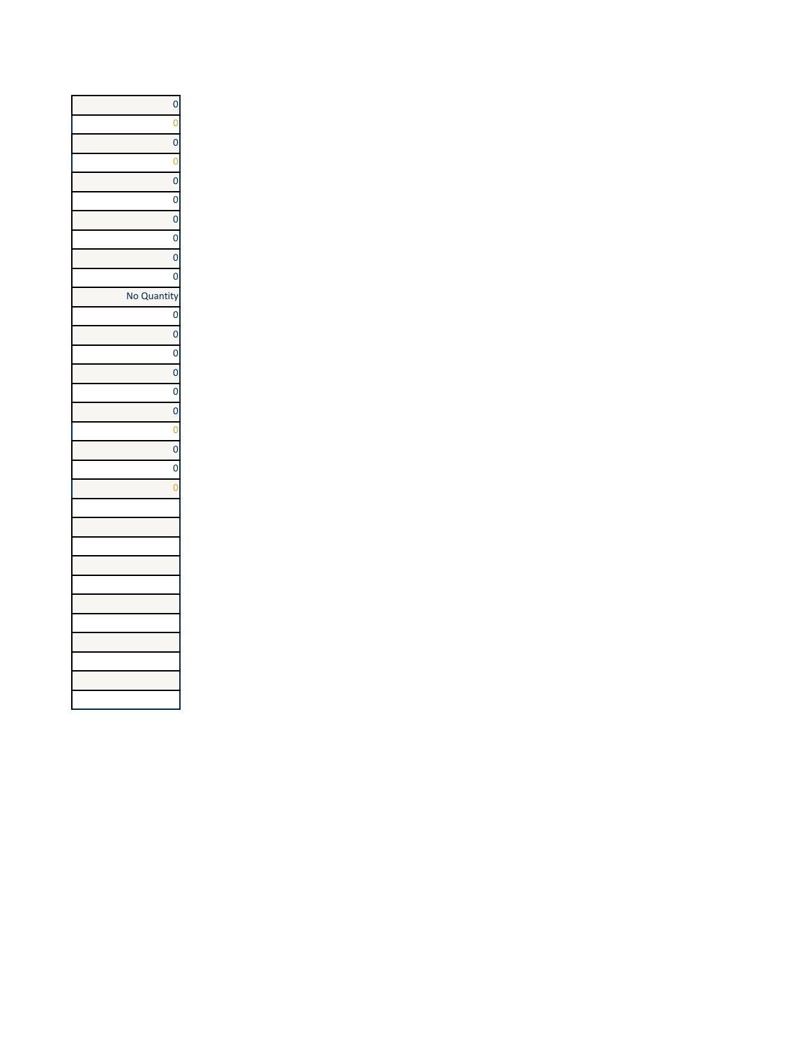| |
|---|
| 0 |
| 0 |
| 0 |
| 0 |
| 0 |
| 0 |
| 0 |
| 0 |
| 0 |
| 0 |
| No Quantity |
| 0 |
| 0 |
| 0 |
| 0 |
| 0 |
| 0 |
| 0 |
| 0 |
| 0 |
| 0 |
| |
| |
| |
| |
| |
| |
| |
| |
| |
| |
| |